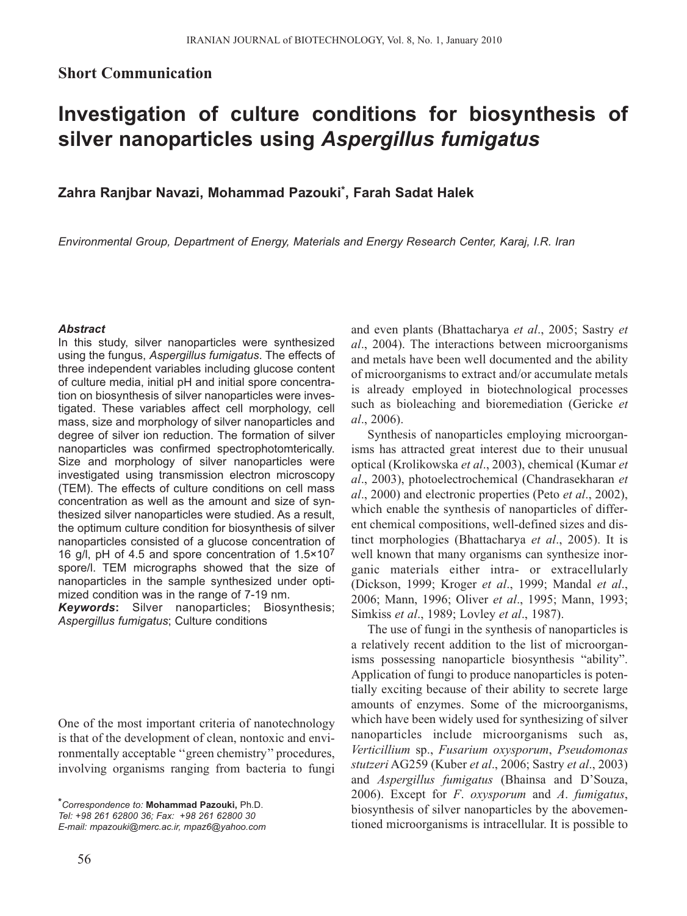## Short Communication

# Investigation of culture conditions for biosynthesis of silver nanoparticles using *Aspergillus fumigatus*

**Zahra Ranjbar Navazi, Mohammad Pazouki*, Farah Sadat Halek**

*Environmental Group, Department of Energy, Materials and Energy Research Center, Karaj, I.R. Iran*

***Abstract***

In this study, silver nanoparticles were synthesized using the fungus, *Aspergillus fumigatus*. The effects of three independent variables including glucose content of culture media, initial pH and initial spore concentration on biosynthesis of silver nanoparticles were investigated. These variables affect cell morphology, cell mass, size and morphology of silver nanoparticles and degree of silver ion reduction. The formation of silver nanoparticles was confirmed spectrophotomterically. Size and morphology of silver nanoparticles were investigated using transmission electron microscopy (TEM). The effects of culture conditions on cell mass concentration as well as the amount and size of synthesized silver nanoparticles were studied. As a result, the optimum culture condition for biosynthesis of silver nanoparticles consisted of a glucose concentration of 16 g/l, pH of 4.5 and spore concentration of $1.5\times10^7$ spore/l. TEM micrographs showed that the size of nanoparticles in the sample synthesized under optimized condition was in the range of 7-19 nm.

***Keywords*:** Silver nanoparticles; Biosynthesis; *Aspergillus fumigatus*; Culture conditions

One of the most important criteria of nanotechnology is that of the development of clean, nontoxic and environmentally acceptable ''green chemistry'' procedures, involving organisms ranging from bacteria to fungi and even plants (Bhattacharya *et al*., 2005; Sastry *et al*., 2004). The interactions between microorganisms and metals have been well documented and the ability of microorganisms to extract and/or accumulate metals is already employed in biotechnological processes such as bioleaching and bioremediation (Gericke *et al*., 2006).

Synthesis of nanoparticles employing microorganisms has attracted great interest due to their unusual optical (Krolikowska *et al*., 2003), chemical (Kumar *et al*., 2003), photoelectrochemical (Chandrasekharan *et al*., 2000) and electronic properties (Peto *et al*., 2002), which enable the synthesis of nanoparticles of different chemical compositions, well-defined sizes and distinct morphologies (Bhattacharya *et al*., 2005). It is well known that many organisms can synthesize inorganic materials either intra- or extracellularly (Dickson, 1999; Kroger *et al*., 1999; Mandal *et al*., 2006; Mann, 1996; Oliver *et al*., 1995; Mann, 1993; Simkiss *et al*., 1989; Lovley *et al*., 1987).

The use of fungi in the synthesis of nanoparticles is a relatively recent addition to the list of microorganisms possessing nanoparticle biosynthesis "ability". Application of fungi to produce nanoparticles is potentially exciting because of their ability to secrete large amounts of enzymes. Some of the microorganisms, which have been widely used for synthesizing of silver nanoparticles include microorganisms such as, *Verticillium* sp., *Fusarium oxysporum*, *Pseudomonas stutzeri* AG259 (Kuber *et al*., 2006; Sastry *et al*., 2003) and *Aspergillus fumigatus* (Bhainsa and D'Souza, 2006). Except for *F*. *oxysporum* and *A*. *fumigatus*, biosynthesis of silver nanoparticles by the abovementioned microorganisms is intracellular. It is possible to

*Correspondence to: **Mohammad Pazouki,** Ph.D.
Tel: +98 261 62800 36; Fax: +98 261 62800 30
E-mail: mpazouki@merc.ac.ir, mpaz6@yahoo.com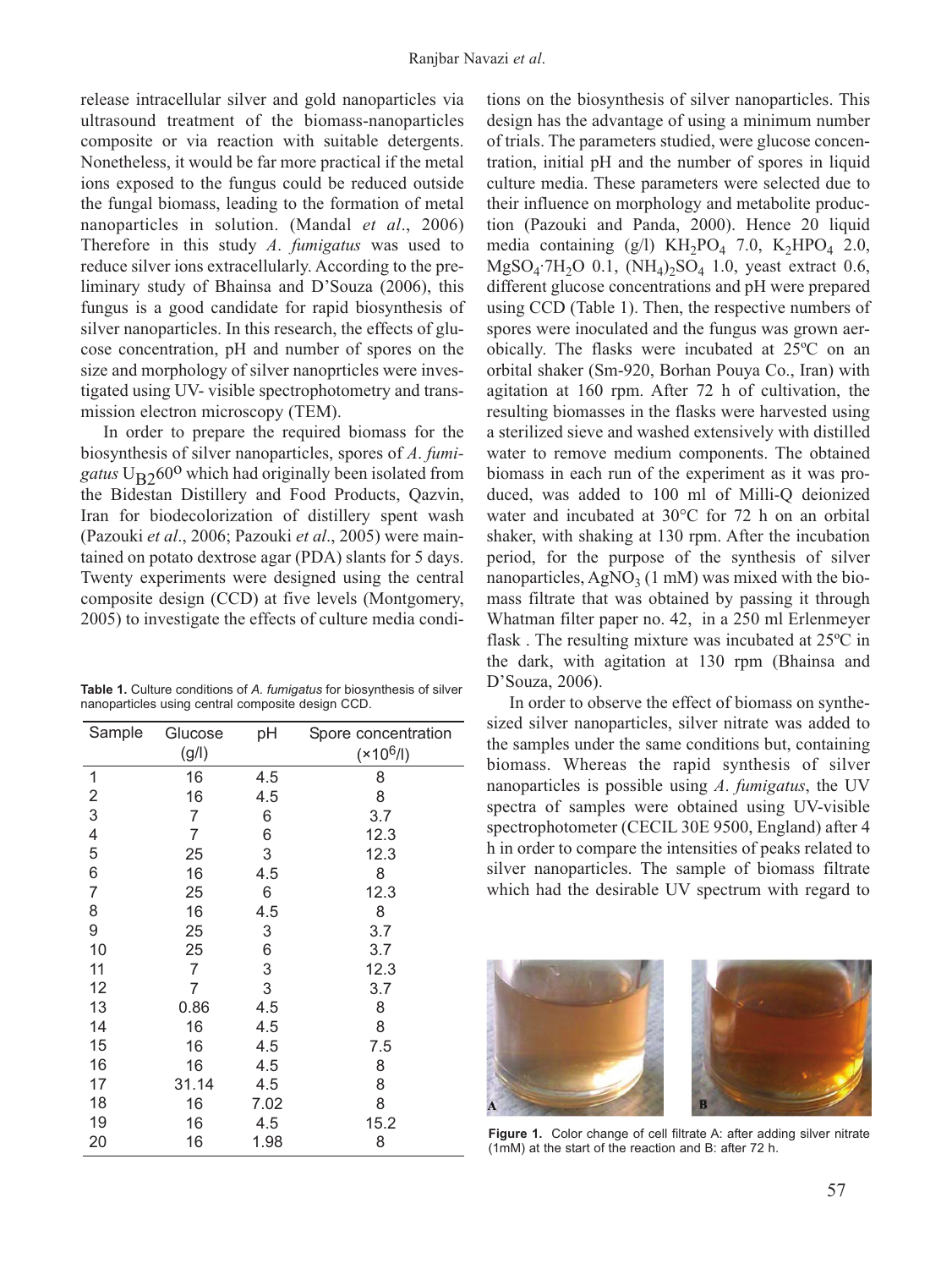release intracellular silver and gold nanoparticles via ultrasound treatment of the biomass-nanoparticles composite or via reaction with suitable detergents. Nonetheless, it would be far more practical if the metal ions exposed to the fungus could be reduced outside the fungal biomass, leading to the formation of metal nanoparticles in solution. (Mandal *et al*., 2006) Therefore in this study *A*. *fumigatus* was used to reduce silver ions extracellularly. According to the preliminary study of Bhainsa and D'Souza (2006), this fungus is a good candidate for rapid biosynthesis of silver nanoparticles. In this research, the effects of glucose concentration, pH and number of spores on the size and morphology of silver nanoprticles were investigated using UV- visible spectrophotometry and transmission electron microscopy (TEM).

In order to prepare the required biomass for the biosynthesis of silver nanoparticles, spores of *A*. *fumigatus* $U_{B2}60^{o}$ which had originally been isolated from the Bidestan Distillery and Food Products, Qazvin, Iran for biodecolorization of distillery spent wash (Pazouki *et al*., 2006; Pazouki *et al*., 2005) were maintained on potato dextrose agar (PDA) slants for 5 days. Twenty experiments were designed using the central composite design (CCD) at five levels (Montgomery, 2005) to investigate the effects of culture media conditions on the biosynthesis of silver nanoparticles. This design has the advantage of using a minimum number of trials. The parameters studied, were glucose concentration, initial pH and the number of spores in liquid culture media. These parameters were selected due to their influence on morphology and metabolite production (Pazouki and Panda, 2000). Hence 20 liquid media containing (g/l) $KH_2PO_4$ 7.0, $K_2HPO_4$ 2.0, $MgSO_4{\cdot}7H_2O$ 0.1, $(NH_4)_2SO_4$ 1.0, yeast extract 0.6, different glucose concentrations and pH were prepared using CCD (Table 1). Then, the respective numbers of spores were inoculated and the fungus was grown aerobically. The flasks were incubated at 25ºC on an orbital shaker (Sm-920, Borhan Pouya Co., Iran) with agitation at 160 rpm. After 72 h of cultivation, the resulting biomasses in the flasks were harvested using a sterilized sieve and washed extensively with distilled water to remove medium components. The obtained biomass in each run of the experiment as it was produced, was added to 100 ml of Milli-Q deionized water and incubated at 30°C for 72 h on an orbital shaker, with shaking at 130 rpm. After the incubation period, for the purpose of the synthesis of silver nanoparticles, $AgNO_3$ (1 mM) was mixed with the biomass filtrate that was obtained by passing it through Whatman filter paper no. 42, in a 250 ml Erlenmeyer flask . The resulting mixture was incubated at 25ºC in the dark, with agitation at 130 rpm (Bhainsa and D'Souza, 2006).

**Table 1.** Culture conditions of *A. fumigatus* for biosynthesis of silver nanoparticles using central composite design CCD.

| Sample | Glucose (g/l) | pH | Spore concentration ($\times10^6$/l) |
|---|---|---|---|
| 1 | 16 | 4.5 | 8 |
| 2 | 16 | 4.5 | 8 |
| 3 | 7 | 6 | 3.7 |
| 4 | 7 | 6 | 12.3 |
| 5 | 25 | 3 | 12.3 |
| 6 | 16 | 4.5 | 8 |
| 7 | 25 | 6 | 12.3 |
| 8 | 16 | 4.5 | 8 |
| 9 | 25 | 3 | 3.7 |
| 10 | 25 | 6 | 3.7 |
| 11 | 7 | 3 | 12.3 |
| 12 | 7 | 3 | 3.7 |
| 13 | 0.86 | 4.5 | 8 |
| 14 | 16 | 4.5 | 8 |
| 15 | 16 | 4.5 | 7.5 |
| 16 | 16 | 4.5 | 8 |
| 17 | 31.14 | 4.5 | 8 |
| 18 | 16 | 7.02 | 8 |
| 19 | 16 | 4.5 | 15.2 |
| 20 | 16 | 1.98 | 8 |

In order to observe the effect of biomass on synthesized silver nanoparticles, silver nitrate was added to the samples under the same conditions but, containing biomass. Whereas the rapid synthesis of silver nanoparticles is possible using *A*. *fumigatus*, the UV spectra of samples were obtained using UV-visible spectrophotometer (CECIL 30E 9500, England) after 4 h in order to compare the intensities of peaks related to silver nanoparticles. The sample of biomass filtrate which had the desirable UV spectrum with regard to

**Figure 1.** Color change of cell filtrate A: after adding silver nitrate (1mM) at the start of the reaction and B: after 72 h.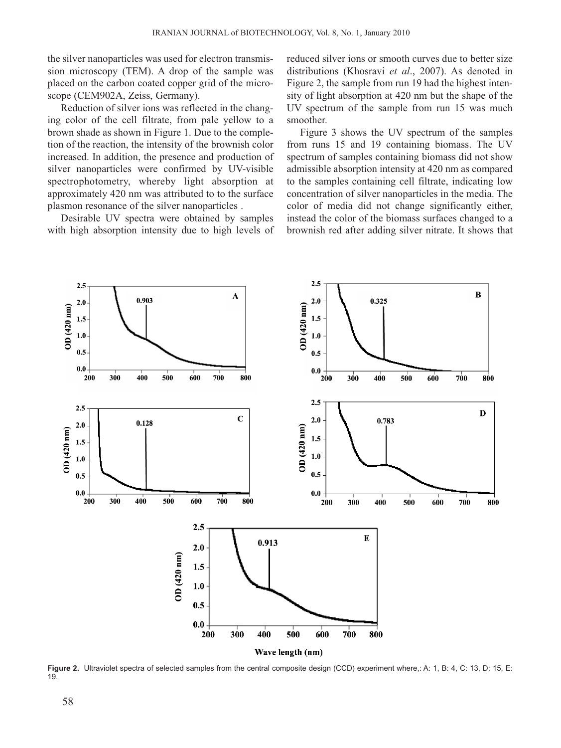the silver nanoparticles was used for electron transmission microscopy (TEM). A drop of the sample was placed on the carbon coated copper grid of the microscope (CEM902A, Zeiss, Germany).

Reduction of silver ions was reflected in the changing color of the cell filtrate, from pale yellow to a brown shade as shown in Figure 1. Due to the completion of the reaction, the intensity of the brownish color increased. In addition, the presence and production of silver nanoparticles were confirmed by UV-visible spectrophotometry, whereby light absorption at approximately 420 nm was attributed to to the surface plasmon resonance of the silver nanoparticles .

Desirable UV spectra were obtained by samples with high absorption intensity due to high levels of reduced silver ions or smooth curves due to better size distributions (Khosravi *et al*., 2007). As denoted in Figure 2, the sample from run 19 had the highest intensity of light absorption at 420 nm but the shape of the UV spectrum of the sample from run 15 was much smoother.

Figure 3 shows the UV spectrum of the samples from runs 15 and 19 containing biomass. The UV spectrum of samples containing biomass did not show admissible absorption intensity at 420 nm as compared to the samples containing cell filtrate, indicating low concentration of silver nanoparticles in the media. The color of media did not change significantly either, instead the color of the biomass surfaces changed to a brownish red after adding silver nitrate. It shows that

**Figure 2.** Ultraviolet spectra of selected samples from the central composite design (CCD) experiment where,: A: 1, B: 4, C: 13, D: 15, E: 19.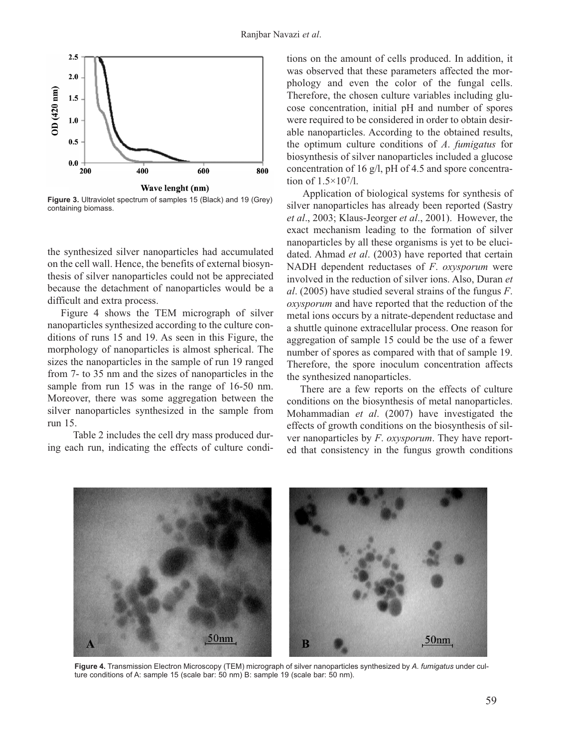Figure 3. Ultraviolet spectrum of samples 15 (Black) and 19 (Grey) containing biomass.

the synthesized silver nanoparticles had accumulated on the cell wall. Hence, the benefits of external biosynthesis of silver nanoparticles could not be appreciated because the detachment of nanoparticles would be a difficult and extra process.

Figure 4 shows the TEM micrograph of silver nanoparticles synthesized according to the culture conditions of runs 15 and 19. As seen in this Figure, the morphology of nanoparticles is almost spherical. The sizes the nanoparticles in the sample of run 19 ranged from 7- to 35 nm and the sizes of nanoparticles in the sample from run 15 was in the range of 16-50 nm. Moreover, there was some aggregation between the silver nanoparticles synthesized in the sample from run 15.

Table 2 includes the cell dry mass produced during each run, indicating the effects of culture conditions on the amount of cells produced. In addition, it was observed that these parameters affected the morphology and even the color of the fungal cells. Therefore, the chosen culture variables including glucose concentration, initial pH and number of spores were required to be considered in order to obtain desirable nanoparticles. According to the obtained results, the optimum culture conditions of *A. fumigatus* for biosynthesis of silver nanoparticles included a glucose concentration of 16 g/l, pH of 4.5 and spore concentration of $1.5\times10^{7}$/l.

Application of biological systems for synthesis of silver nanoparticles has already been reported (Sastry *et al*., 2003; Klaus-Jeorger *et al*., 2001). However, the exact mechanism leading to the formation of silver nanoparticles by all these organisms is yet to be elucidated. Ahmad *et al*. (2003) have reported that certain NADH dependent reductases of *F. oxysporum* were involved in the reduction of silver ions. Also, Duran *et al*. (2005) have studied several strains of the fungus *F. oxysporum* and have reported that the reduction of the metal ions occurs by a nitrate-dependent reductase and a shuttle quinone extracellular process. One reason for aggregation of sample 15 could be the use of a fewer number of spores as compared with that of sample 19. Therefore, the spore inoculum concentration affects the synthesized nanoparticles.

There are a few reports on the effects of culture conditions on the biosynthesis of metal nanoparticles. Mohammadian *et al*. (2007) have investigated the effects of growth conditions on the biosynthesis of silver nanoparticles by *F. oxysporum*. They have reported that consistency in the fungus growth conditions

Figure 4. Transmission Electron Microscopy (TEM) micrograph of silver nanoparticles synthesized by *A. fumigatus* under culture conditions of A: sample 15 (scale bar: 50 nm) B: sample 19 (scale bar: 50 nm).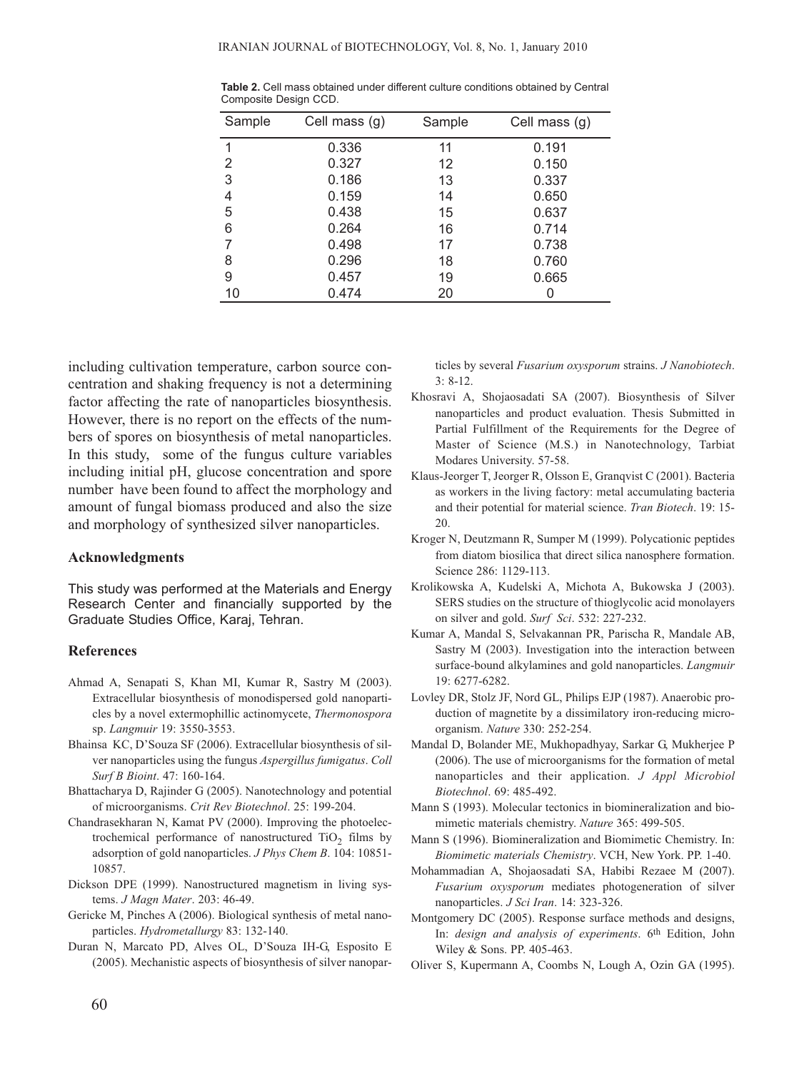**Table 2.** Cell mass obtained under different culture conditions obtained by Central Composite Design CCD.

| Sample | Cell mass (g) | Sample | Cell mass (g) |
|---|---|---|---|
| 1 | 0.336 | 11 | 0.191 |
| 2 | 0.327 | 12 | 0.150 |
| 3 | 0.186 | 13 | 0.337 |
| 4 | 0.159 | 14 | 0.650 |
| 5 | 0.438 | 15 | 0.637 |
| 6 | 0.264 | 16 | 0.714 |
| 7 | 0.498 | 17 | 0.738 |
| 8 | 0.296 | 18 | 0.760 |
| 9 | 0.457 | 19 | 0.665 |
| 10 | 0.474 | 20 | 0 |

including cultivation temperature, carbon source concentration and shaking frequency is not a determining factor affecting the rate of nanoparticles biosynthesis. However, there is no report on the effects of the numbers of spores on biosynthesis of metal nanoparticles. In this study, some of the fungus culture variables including initial pH, glucose concentration and spore number have been found to affect the morphology and amount of fungal biomass produced and also the size and morphology of synthesized silver nanoparticles.

### Acknowledgments

This study was performed at the Materials and Energy Research Center and financially supported by the Graduate Studies Office, Karaj, Tehran.

### References

Ahmad A, Senapati S, Khan MI, Kumar R, Sastry M (2003). Extracellular biosynthesis of monodispersed gold nanoparticles by a novel extermophillic actinomycete, *Thermonospora* sp. *Langmuir* 19: 3550-3553.

Bhainsa KC, D'Souza SF (2006). Extracellular biosynthesis of silver nanoparticles using the fungus *Aspergillus fumigatus*. *Coll Surf B Bioint*. 47: 160-164.

Bhattacharya D, Rajinder G (2005). Nanotechnology and potential of microorganisms. *Crit Rev Biotechnol*. 25: 199-204.

Chandrasekharan N, Kamat PV (2000). Improving the photoelectrochemical performance of nanostructured $TiO_2$ films by adsorption of gold nanoparticles. *J Phys Chem B*. 104: 10851-10857.

Dickson DPE (1999). Nanostructured magnetism in living systems. *J Magn Mater*. 203: 46-49.

Gericke M, Pinches A (2006). Biological synthesis of metal nanoparticles. *Hydrometallurgy* 83: 132-140.

Duran N, Marcato PD, Alves OL, D'Souza IH-G, Esposito E (2005). Mechanistic aspects of biosynthesis of silver nanoparticles by several *Fusarium oxysporum* strains. *J Nanobiotech*. 3: 8-12.

Khosravi A, Shojaosadati SA (2007). Biosynthesis of Silver nanoparticles and product evaluation. Thesis Submitted in Partial Fulfillment of the Requirements for the Degree of Master of Science (M.S.) in Nanotechnology, Tarbiat Modares University. 57-58.

Klaus-Jeorger T, Jeorger R, Olsson E, Granqvist C (2001). Bacteria as workers in the living factory: metal accumulating bacteria and their potential for material science. *Tran Biotech*. 19: 15-20.

Kroger N, Deutzmann R, Sumper M (1999). Polycationic peptides from diatom biosilica that direct silica nanosphere formation. Science 286: 1129-113.

Krolikowska A, Kudelski A, Michota A, Bukowska J (2003). SERS studies on the structure of thioglycolic acid monolayers on silver and gold. *Surf Sci*. 532: 227-232.

Kumar A, Mandal S, Selvakannan PR, Parischa R, Mandale AB, Sastry M (2003). Investigation into the interaction between surface-bound alkylamines and gold nanoparticles. *Langmuir* 19: 6277-6282.

Lovley DR, Stolz JF, Nord GL, Philips EJP (1987). Anaerobic production of magnetite by a dissimilatory iron-reducing microorganism. *Nature* 330: 252-254.

Mandal D, Bolander ME, Mukhopadhyay, Sarkar G, Mukherjee P (2006). The use of microorganisms for the formation of metal nanoparticles and their application. *J Appl Microbiol Biotechnol*. 69: 485-492.

Mann S (1993). Molecular tectonics in biomineralization and biomimetic materials chemistry. *Nature* 365: 499-505.

Mann S (1996). Biomineralization and Biomimetic Chemistry. In: *Biomimetic materials Chemistry*. VCH, New York. PP. 1-40.

Mohammadian A, Shojaosadati SA, Habibi Rezaee M (2007). *Fusarium oxysporum* mediates photogeneration of silver nanoparticles. *J Sci Iran*. 14: 323-326.

Montgomery DC (2005). Response surface methods and designs, In: *design and analysis of experiments*. 6th Edition, John Wiley & Sons. PP. 405-463.

Oliver S, Kupermann A, Coombs N, Lough A, Ozin GA (1995).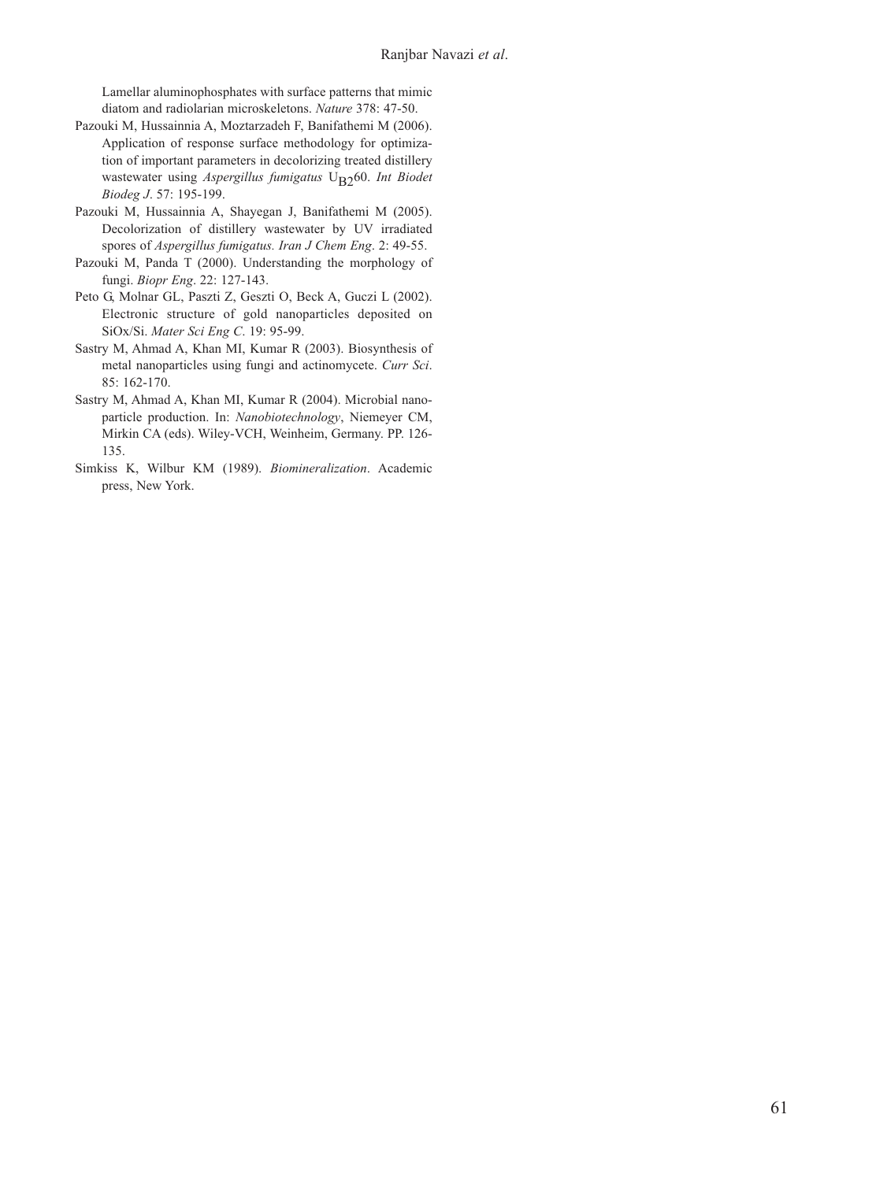Lamellar aluminophosphates with surface patterns that mimic diatom and radiolarian microskeletons. *Nature* 378: 47-50.

Pazouki M, Hussainnia A, Moztarzadeh F, Banifathemi M (2006). Application of response surface methodology for optimization of important parameters in decolorizing treated distillery wastewater using *Aspergillus fumigatus* $U_{B2}60$. *Int Biodet Biodeg J*. 57: 195-199.

Pazouki M, Hussainnia A, Shayegan J, Banifathemi M (2005). Decolorization of distillery wastewater by UV irradiated spores of *Aspergillus fumigatus*. *Iran J Chem Eng*. 2: 49-55.

Pazouki M, Panda T (2000). Understanding the morphology of fungi. *Biopr Eng*. 22: 127-143.

Peto G, Molnar GL, Paszti Z, Geszti O, Beck A, Guczi L (2002). Electronic structure of gold nanoparticles deposited on SiOx/Si. *Mater Sci Eng C*. 19: 95-99.

Sastry M, Ahmad A, Khan MI, Kumar R (2003). Biosynthesis of metal nanoparticles using fungi and actinomycete. *Curr Sci*. 85: 162-170.

Sastry M, Ahmad A, Khan MI, Kumar R (2004). Microbial nanoparticle production. In: *Nanobiotechnology*, Niemeyer CM, Mirkin CA (eds). Wiley-VCH, Weinheim, Germany. PP. 126-135.

Simkiss K, Wilbur KM (1989). *Biomineralization*. Academic press, New York.